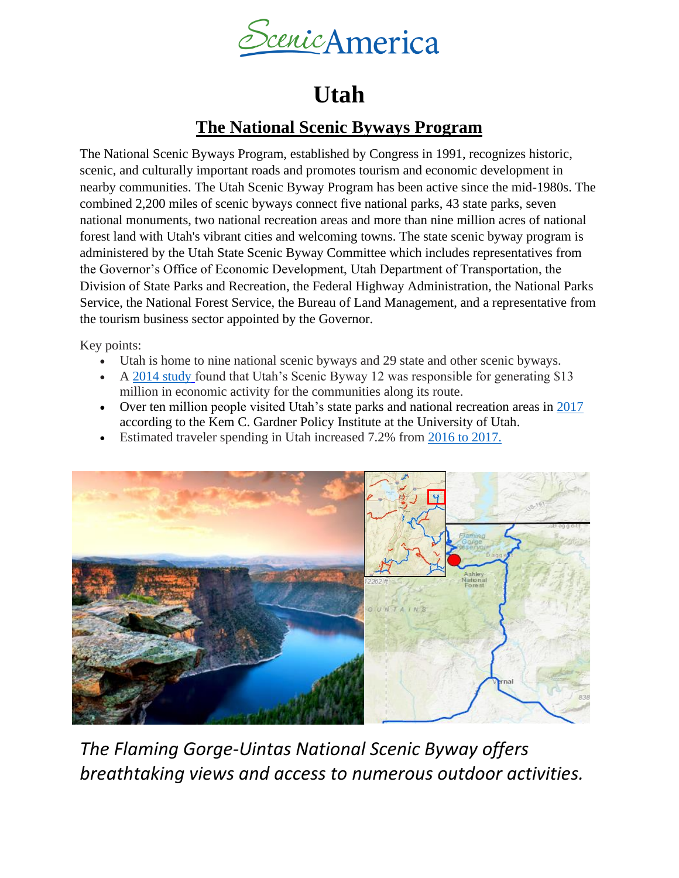ScenicAmerica

# Utah

## The National Scenic Byways Program

The National Scenic Byways Program, established by Congress in 1991, recognizes historic, scenic, and culturally important roads and promotes tourism and economic development in nearby communities. The Utah Scenic Byway Program has been active since the mid-1980s. The combined 2,200 miles of scenic byways connect five national parks, 43 state parks, seven national monuments, two national recreation areas and more than nine million acres of national forest land with Utah's vibrant cities and welcoming towns. The state scenic byway program is administered by the Utah State Scenic Byway Committee which includes representatives from the Governor's Office of Economic Development, Utah Department of Transportation, the Division of State Parks and Recreation, the Federal Highway Administration, the National Parks Service, the National Forest Service, the Bureau of Land Management, and a representative from the tourism business sector appointed by the Governor.

Key points:

- Utah is home to nine national scenic byways and 29 state and other scenic byways.
- A 2014 study found that Utah's Scenic Byway 12 was responsible for generating $13 million in economic activity for the communities along its route.
- Over ten million people visited Utah's state parks and national recreation areas in 2017 according to the Kem C. Gardner Policy Institute at the University of Utah.
- Estimated traveler spending in Utah increased 7.2% from 2016 to 2017.

*The Flaming Gorge-Uintas National Scenic Byway offers breathtaking views and access to numerous outdoor activities.*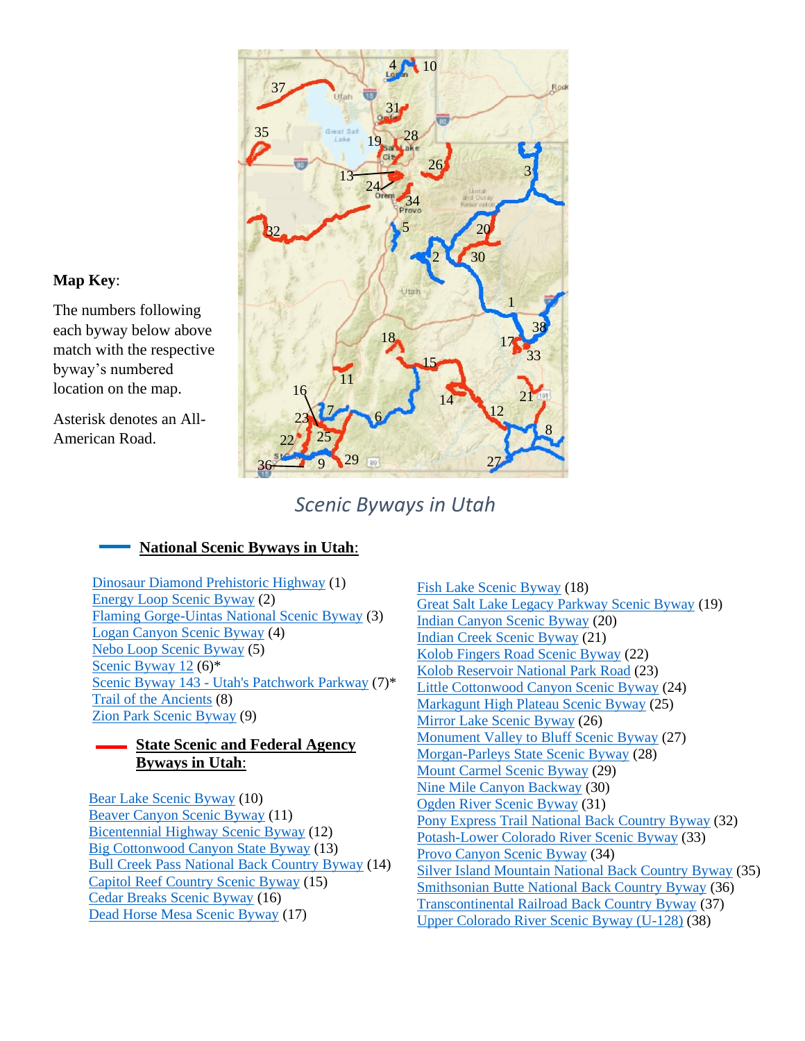**Map Key**:

The numbers following each byway below above match with the respective byway's numbered location on the map.

Asterisk denotes an All-American Road.

*Scenic Byways in Utah*

**National Scenic Byways in Utah**:

- Dinosaur Diamond Prehistoric Highway (1)
- Energy Loop Scenic Byway (2)
- Flaming Gorge-Uintas National Scenic Byway (3)
- Logan Canyon Scenic Byway (4)
- Nebo Loop Scenic Byway (5)
- Scenic Byway 12 (6)*
- Scenic Byway 143 - Utah's Patchwork Parkway (7)*
- Trail of the Ancients (8)
- Zion Park Scenic Byway (9)

**State Scenic and Federal Agency Byways in Utah**:

- Bear Lake Scenic Byway (10)
- Beaver Canyon Scenic Byway (11)
- Bicentennial Highway Scenic Byway (12)
- Big Cottonwood Canyon State Byway (13)
- Bull Creek Pass National Back Country Byway (14)
- Capitol Reef Country Scenic Byway (15)
- Cedar Breaks Scenic Byway (16)
- Dead Horse Mesa Scenic Byway (17)
- Fish Lake Scenic Byway (18)
- Great Salt Lake Legacy Parkway Scenic Byway (19)
- Indian Canyon Scenic Byway (20)
- Indian Creek Scenic Byway (21)
- Kolob Fingers Road Scenic Byway (22)
- Kolob Reservoir National Park Road (23)
- Little Cottonwood Canyon Scenic Byway (24)
- Markagunt High Plateau Scenic Byway (25)
- Mirror Lake Scenic Byway (26)
- Monument Valley to Bluff Scenic Byway (27)
- Morgan-Parleys State Scenic Byway (28)
- Mount Carmel Scenic Byway (29)
- Nine Mile Canyon Backway (30)
- Ogden River Scenic Byway (31)
- Pony Express Trail National Back Country Byway (32)
- Potash-Lower Colorado River Scenic Byway (33)
- Provo Canyon Scenic Byway (34)
- Silver Island Mountain National Back Country Byway (35)
- Smithsonian Butte National Back Country Byway (36)
- Transcontinental Railroad Back Country Byway (37)
- Upper Colorado River Scenic Byway (U-128) (38)